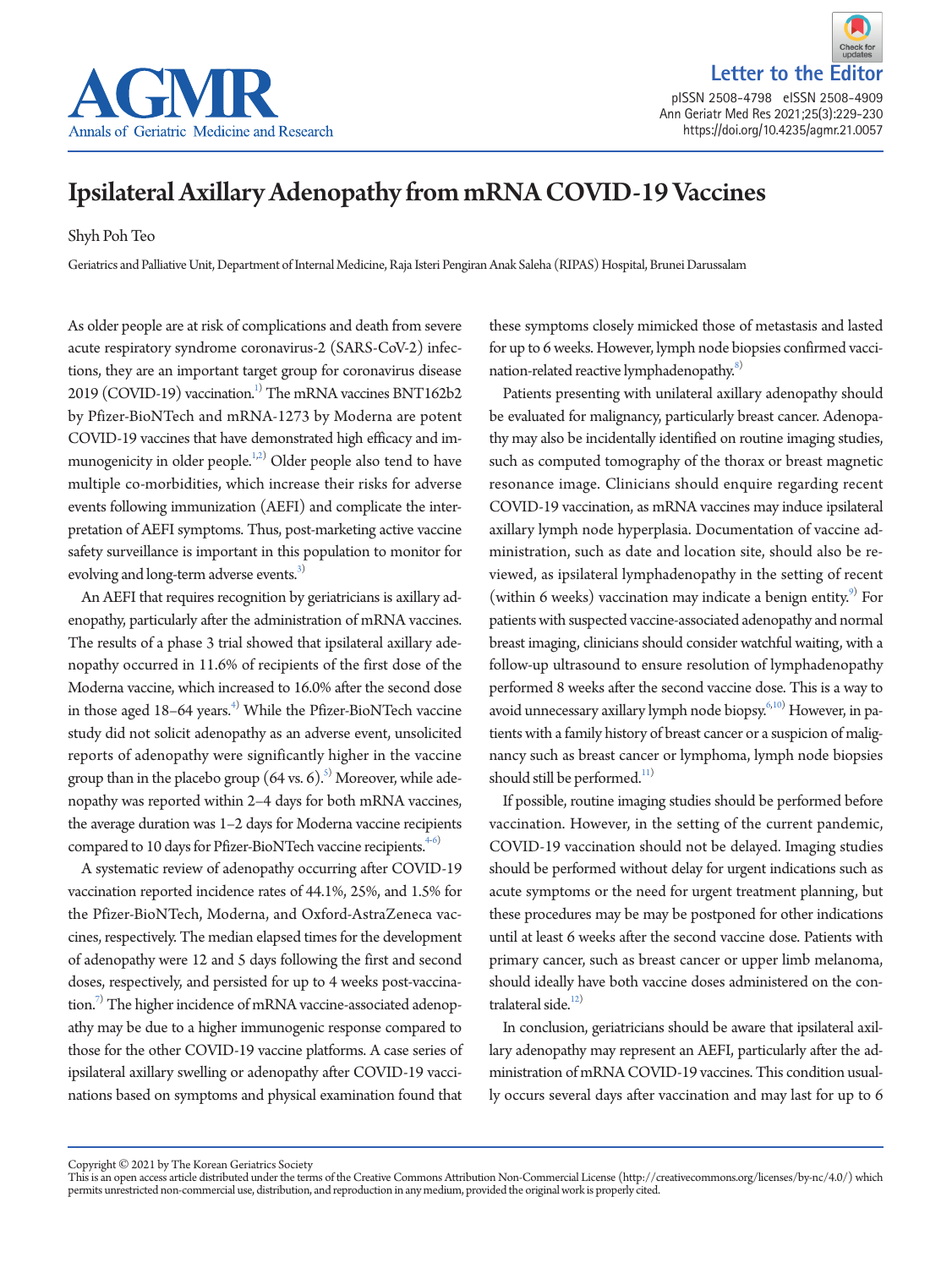Letter to the Editor

# Ipsilateral Axillary Adenopathy from mRNA COVID-19 Vaccines

Shyh Poh Teo

Geriatrics and Palliative Unit, Department of Internal Medicine, Raja Isteri Pengiran Anak Saleha (RIPAS) Hospital, Brunei Darussalam

As older people are at risk of complications and death from severe acute respiratory syndrome coronavirus-2 (SARS-CoV-2) infections, they are an important target group for coronavirus disease 2019 (COVID-19) vaccination.[1] The mRNA vaccines BNT162b2 by Pfizer-BioNTech and mRNA-1273 by Moderna are potent COVID-19 vaccines that have demonstrated high efficacy and immunogenicity in older people.[1,2] Older people also tend to have multiple co-morbidities, which increase their risks for adverse events following immunization (AEFI) and complicate the interpretation of AEFI symptoms. Thus, post-marketing active vaccine safety surveillance is important in this population to monitor for evolving and long-term adverse events.[3]

An AEFI that requires recognition by geriatricians is axillary adenopathy, particularly after the administration of mRNA vaccines. The results of a phase 3 trial showed that ipsilateral axillary adenopathy occurred in 11.6% of recipients of the first dose of the Moderna vaccine, which increased to 16.0% after the second dose in those aged 18–64 years.[4] While the Pfizer-BioNTech vaccine study did not solicit adenopathy as an adverse event, unsolicited reports of adenopathy were significantly higher in the vaccine group than in the placebo group (64 vs. 6).[5] Moreover, while adenopathy was reported within 2–4 days for both mRNA vaccines, the average duration was 1–2 days for Moderna vaccine recipients compared to 10 days for Pfizer-BioNTech vaccine recipients.[4-6]

A systematic review of adenopathy occurring after COVID-19 vaccination reported incidence rates of 44.1%, 25%, and 1.5% for the Pfizer-BioNTech, Moderna, and Oxford-AstraZeneca vaccines, respectively. The median elapsed times for the development of adenopathy were 12 and 5 days following the first and second doses, respectively, and persisted for up to 4 weeks post-vaccination.[7] The higher incidence of mRNA vaccine-associated adenopathy may be due to a higher immunogenic response compared to those for the other COVID-19 vaccine platforms. A case series of ipsilateral axillary swelling or adenopathy after COVID-19 vaccinations based on symptoms and physical examination found that these symptoms closely mimicked those of metastasis and lasted for up to 6 weeks. However, lymph node biopsies confirmed vaccination-related reactive lymphadenopathy.[8]

Patients presenting with unilateral axillary adenopathy should be evaluated for malignancy, particularly breast cancer. Adenopathy may also be incidentally identified on routine imaging studies, such as computed tomography of the thorax or breast magnetic resonance image. Clinicians should enquire regarding recent COVID-19 vaccination, as mRNA vaccines may induce ipsilateral axillary lymph node hyperplasia. Documentation of vaccine administration, such as date and location site, should also be reviewed, as ipsilateral lymphadenopathy in the setting of recent (within 6 weeks) vaccination may indicate a benign entity.[9] For patients with suspected vaccine-associated adenopathy and normal breast imaging, clinicians should consider watchful waiting, with a follow-up ultrasound to ensure resolution of lymphadenopathy performed 8 weeks after the second vaccine dose. This is a way to avoid unnecessary axillary lymph node biopsy.[6,10] However, in patients with a family history of breast cancer or a suspicion of malignancy such as breast cancer or lymphoma, lymph node biopsies should still be performed.[11]

If possible, routine imaging studies should be performed before vaccination. However, in the setting of the current pandemic, COVID-19 vaccination should not be delayed. Imaging studies should be performed without delay for urgent indications such as acute symptoms or the need for urgent treatment planning, but these procedures may be may be postponed for other indications until at least 6 weeks after the second vaccine dose. Patients with primary cancer, such as breast cancer or upper limb melanoma, should ideally have both vaccine doses administered on the contralateral side.[12]

In conclusion, geriatricians should be aware that ipsilateral axillary adenopathy may represent an AEFI, particularly after the administration of mRNA COVID-19 vaccines. This condition usually occurs several days after vaccination and may last for up to 6

Copyright © 2021 by The Korean Geriatrics Society
This is an open access article distributed under the terms of the Creative Commons Attribution Non-Commercial License (http://creativecommons.org/licenses/by-nc/4.0/) which permits unrestricted non-commercial use, distribution, and reproduction in any medium, provided the original work is properly cited.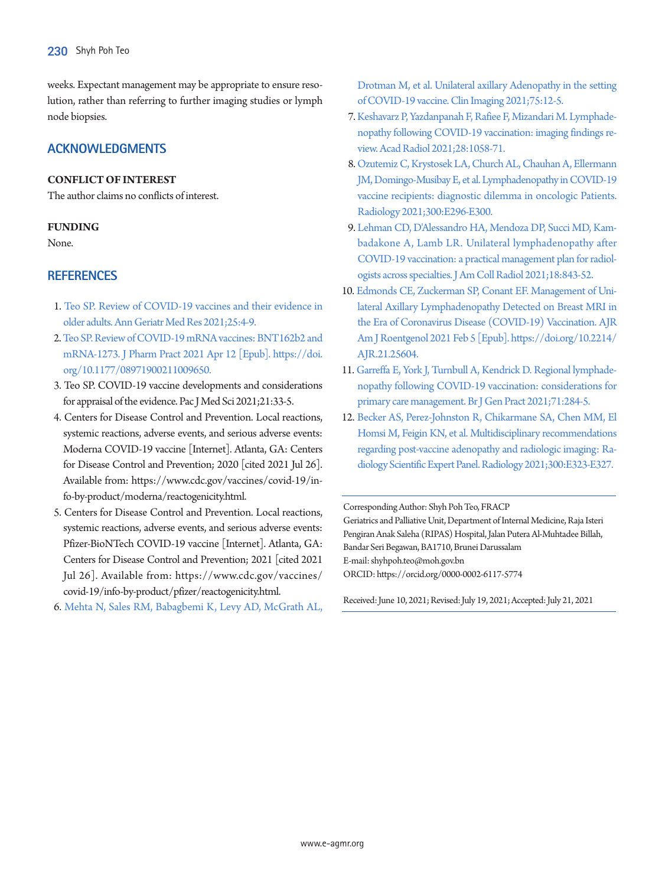weeks. Expectant management may be appropriate to ensure resolution, rather than referring to further imaging studies or lymph node biopsies.

## ACKNOWLEDGMENTS

### CONFLICT OF INTEREST

The author claims no conflicts of interest.

### FUNDING

None.

## REFERENCES

1. Teo SP. Review of COVID-19 vaccines and their evidence in older adults. Ann Geriatr Med Res 2021;25:4-9.
2. Teo SP. Review of COVID-19 mRNA vaccines: BNT162b2 and mRNA-1273. J Pharm Pract 2021 Apr 12 [Epub]. https://doi.org/10.1177/08971900211009650.
3. Teo SP. COVID-19 vaccine developments and considerations for appraisal of the evidence. Pac J Med Sci 2021;21:33-5.
4. Centers for Disease Control and Prevention. Local reactions, systemic reactions, adverse events, and serious adverse events: Moderna COVID-19 vaccine [Internet]. Atlanta, GA: Centers for Disease Control and Prevention; 2020 [cited 2021 Jul 26]. Available from: https://www.cdc.gov/vaccines/covid-19/info-by-product/moderna/reactogenicity.html.
5. Centers for Disease Control and Prevention. Local reactions, systemic reactions, adverse events, and serious adverse events: Pfizer-BioNTech COVID-19 vaccine [Internet]. Atlanta, GA: Centers for Disease Control and Prevention; 2021 [cited 2021 Jul 26]. Available from: https://www.cdc.gov/vaccines/covid-19/info-by-product/pfizer/reactogenicity.html.
6. Mehta N, Sales RM, Babagbemi K, Levy AD, McGrath AL, Drotman M, et al. Unilateral axillary Adenopathy in the setting of COVID-19 vaccine. Clin Imaging 2021;75:12-5.
7. Keshavarz P, Yazdanpanah F, Rafiee F, Mizandari M. Lymphadenopathy following COVID-19 vaccination: imaging findings review. Acad Radiol 2021;28:1058-71.
8. Ozutemiz C, Krystosek LA, Church AL, Chauhan A, Ellermann JM, Domingo-Musibay E, et al. Lymphadenopathy in COVID-19 vaccine recipients: diagnostic dilemma in oncologic Patients. Radiology 2021;300:E296-E300.
9. Lehman CD, D'Alessandro HA, Mendoza DP, Succi MD, Kambadakone A, Lamb LR. Unilateral lymphadenopathy after COVID-19 vaccination: a practical management plan for radiologists across specialties. J Am Coll Radiol 2021;18:843-52.
10. Edmonds CE, Zuckerman SP, Conant EF. Management of Unilateral Axillary Lymphadenopathy Detected on Breast MRI in the Era of Coronavirus Disease (COVID-19) Vaccination. AJR Am J Roentgenol 2021 Feb 5 [Epub]. https://doi.org/10.2214/AJR.21.25604.
11. Garreffa E, York J, Turnbull A, Kendrick D. Regional lymphadenopathy following COVID-19 vaccination: considerations for primary care management. Br J Gen Pract 2021;71:284-5.
12. Becker AS, Perez-Johnston R, Chikarmane SA, Chen MM, El Homsi M, Feigin KN, et al. Multidisciplinary recommendations regarding post-vaccine adenopathy and radiologic imaging: Radiology Scientific Expert Panel. Radiology 2021;300:E323-E327.

---

Corresponding Author: Shyh Poh Teo, FRACP
Geriatrics and Palliative Unit, Department of Internal Medicine, Raja Isteri Pengiran Anak Saleha (RIPAS) Hospital, Jalan Putera Al-Muhtadee Billah, Bandar Seri Begawan, BA1710, Brunei Darussalam
E-mail: shyhpoh.teo@moh.gov.bn
ORCID: https://orcid.org/0000-0002-6117-5774

Received: June 10, 2021; Revised: July 19, 2021; Accepted: July 21, 2021